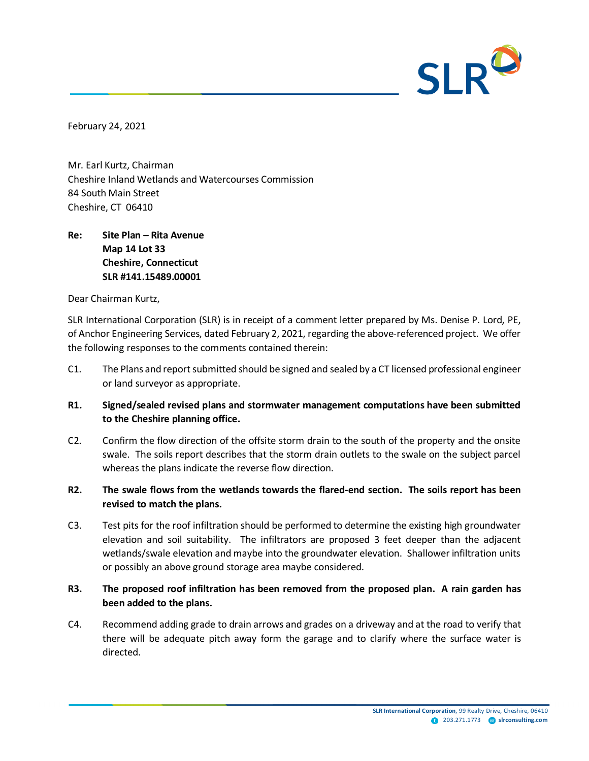February 24, 2021

Mr. Earl Kurtz, Chairman
Cheshire Inland Wetlands and Watercourses Commission
84 South Main Street
Cheshire, CT 06410

**Re: Site Plan – Rita Avenue**
**Map 14 Lot 33**
**Cheshire, Connecticut**
**SLR #141.15489.00001**

Dear Chairman Kurtz,

SLR International Corporation (SLR) is in receipt of a comment letter prepared by Ms. Denise P. Lord, PE, of Anchor Engineering Services, dated February 2, 2021, regarding the above-referenced project. We offer the following responses to the comments contained therein:

C1. The Plans and report submitted should be signed and sealed by a CT licensed professional engineer or land surveyor as appropriate.

**R1. Signed/sealed revised plans and stormwater management computations have been submitted to the Cheshire planning office.**

C2. Confirm the flow direction of the offsite storm drain to the south of the property and the onsite swale. The soils report describes that the storm drain outlets to the swale on the subject parcel whereas the plans indicate the reverse flow direction.

**R2. The swale flows from the wetlands towards the flared-end section. The soils report has been revised to match the plans.**

C3. Test pits for the roof infiltration should be performed to determine the existing high groundwater elevation and soil suitability. The infiltrators are proposed 3 feet deeper than the adjacent wetlands/swale elevation and maybe into the groundwater elevation. Shallower infiltration units or possibly an above ground storage area maybe considered.

**R3. The proposed roof infiltration has been removed from the proposed plan. A rain garden has been added to the plans.**

C4. Recommend adding grade to drain arrows and grades on a driveway and at the road to verify that there will be adequate pitch away form the garage and to clarify where the surface water is directed.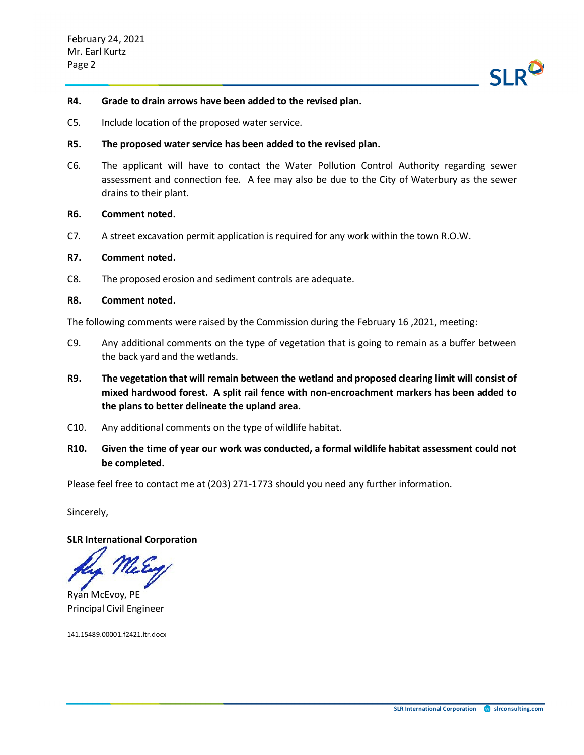**R4. Grade to drain arrows have been added to the revised plan.**

C5. Include location of the proposed water service.

**R5. The proposed water service has been added to the revised plan.**

C6. The applicant will have to contact the Water Pollution Control Authority regarding sewer assessment and connection fee. A fee may also be due to the City of Waterbury as the sewer drains to their plant.

**R6. Comment noted.**

C7. A street excavation permit application is required for any work within the town R.O.W.

**R7. Comment noted.**

C8. The proposed erosion and sediment controls are adequate.

**R8. Comment noted.**

The following comments were raised by the Commission during the February 16 ,2021, meeting:

C9. Any additional comments on the type of vegetation that is going to remain as a buffer between the back yard and the wetlands.

**R9. The vegetation that will remain between the wetland and proposed clearing limit will consist of mixed hardwood forest. A split rail fence with non-encroachment markers has been added to the plans to better delineate the upland area.**

C10. Any additional comments on the type of wildlife habitat.

**R10. Given the time of year our work was conducted, a formal wildlife habitat assessment could not be completed.**

Please feel free to contact me at (203) 271-1773 should you need any further information.

Sincerely,

**SLR International Corporation**

Ryan McEvoy, PE
Principal Civil Engineer

141.15489.00001.f2421.ltr.docx